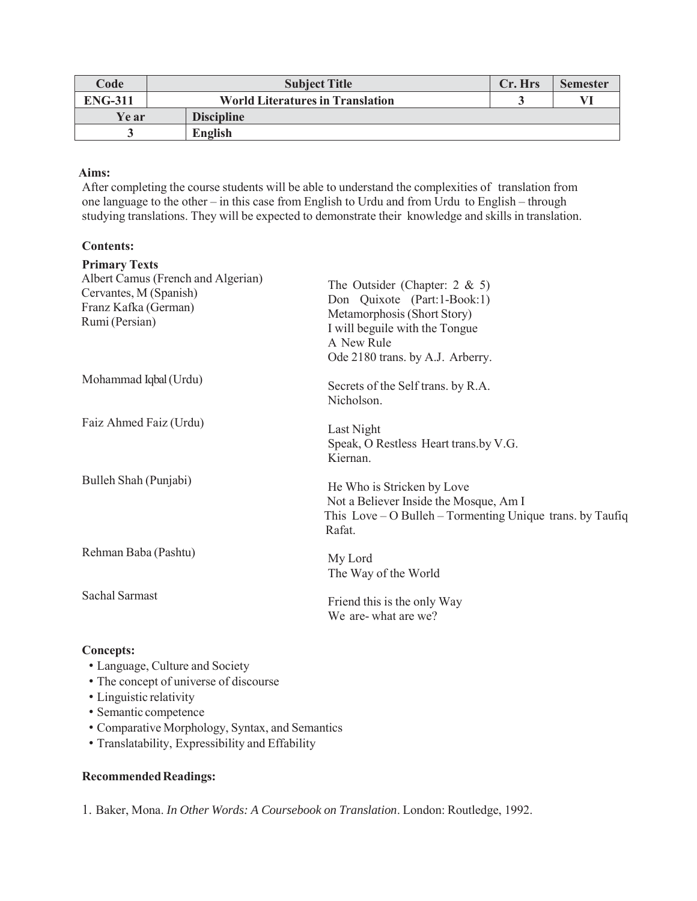| Code | Subject Title | Cr. Hrs | Semester |
|---|---|---|---|
| ENG-311 | World Literatures in Translation | 3 | VI |
| Ye ar | Discipline | | |
| 3 | English | | |

**Aims:**

After completing the course students will be able to understand the complexities of translation from one language to the other – in this case from English to Urdu and from Urdu to English – through studying translations. They will be expected to demonstrate their knowledge and skills in translation.

**Contents:**

**Primary Texts**

| Author | Text |
|---|---|
| Albert Camus (French and Algerian) | The Outsider (Chapter: 2 & 5) |
| Cervantes, M (Spanish) | Don Quixote (Part:1-Book:1) |
| Franz Kafka (German) | Metamorphosis (Short Story) |
| Rumi (Persian) | I will beguile with the Tongue<br>A New Rule<br>Ode 2180 trans. by A.J. Arberry. |
| Mohammad Iqbal (Urdu) | Secrets of the Self trans. by R.A. Nicholson. |
| Faiz Ahmed Faiz (Urdu) | Last Night<br>Speak, O Restless Heart trans.by V.G. Kiernan. |
| Bulleh Shah (Punjabi) | He Who is Stricken by Love<br>Not a Believer Inside the Mosque, Am I<br>This Love – O Bulleh – Tormenting Unique trans. by Taufiq Rafat. |
| Rehman Baba (Pashtu) | My Lord<br>The Way of the World |
| Sachal Sarmast | Friend this is the only Way<br>We are- what are we? |

**Concepts:**

- Language, Culture and Society
- The concept of universe of discourse
- Linguistic relativity
- Semantic competence
- Comparative Morphology, Syntax, and Semantics
- Translatability, Expressibility and Effability

**Recommended Readings:**

1. Baker, Mona. *In Other Words: A Coursebook on Translation*. London: Routledge, 1992.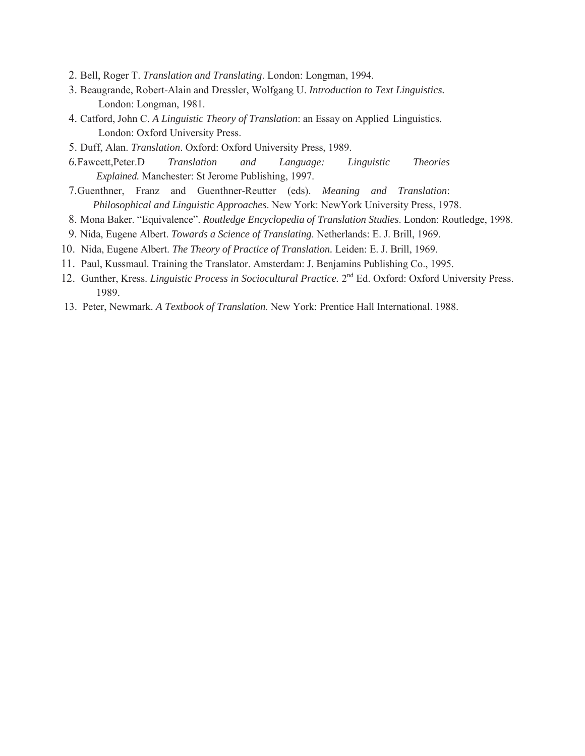2. Bell, Roger T. *Translation and Translating*. London: Longman, 1994.
3. Beaugrande, Robert-Alain and Dressler, Wolfgang U. *Introduction to Text Linguistics.* London: Longman, 1981.
4. Catford, John C. *A Linguistic Theory of Translation*: an Essay on Applied Linguistics. London: Oxford University Press.
5. Duff, Alan. *Translation*. Oxford: Oxford University Press, 1989.
6. Fawcett,Peter.D *Translation and Language: Linguistic Theories Explained.* Manchester: St Jerome Publishing, 1997.
7. Guenthner, Franz and Guenthner-Reutter (eds). *Meaning and Translation*: *Philosophical and Linguistic Approaches*. New York: NewYork University Press, 1978.
8. Mona Baker. "Equivalence". *Routledge Encyclopedia of Translation Studies*. London: Routledge, 1998.
9. Nida, Eugene Albert. *Towards a Science of Translating*. Netherlands: E. J. Brill, 1969.
10. Nida, Eugene Albert. *The Theory of Practice of Translation.* Leiden: E. J. Brill, 1969.
11. Paul, Kussmaul. Training the Translator. Amsterdam: J. Benjamins Publishing Co., 1995.
12. Gunther, Kress. *Linguistic Process in Sociocultural Practice.* 2nd Ed. Oxford: Oxford University Press. 1989.
13. Peter, Newmark. *A Textbook of Translation*. New York: Prentice Hall International. 1988.